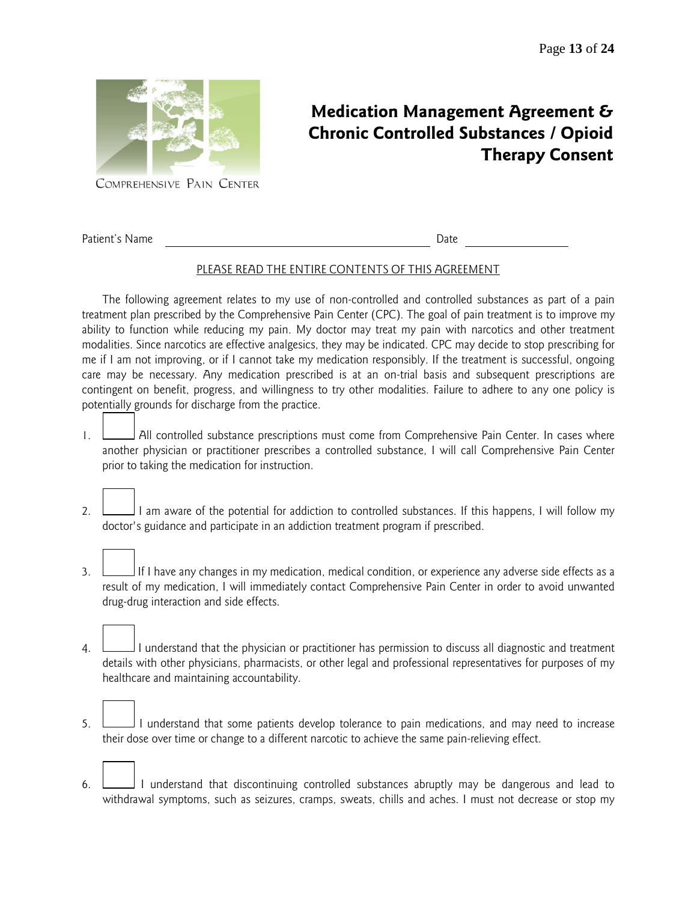COMPREHENSIVE PAIN CENTER

# Medication Management Agreement & Chronic Controlled Substances / Opioid Therapy Consent

Patient's Name ____________________________________________ Date ________________

PLEASE READ THE ENTIRE CONTENTS OF THIS AGREEMENT

The following agreement relates to my use of non-controlled and controlled substances as part of a pain treatment plan prescribed by the Comprehensive Pain Center (CPC). The goal of pain treatment is to improve my ability to function while reducing my pain. My doctor may treat my pain with narcotics and other treatment modalities. Since narcotics are effective analgesics, they may be indicated. CPC may decide to stop prescribing for me if I am not improving, or if I cannot take my medication responsibly. If the treatment is successful, ongoing care may be necessary. Any medication prescribed is at an on-trial basis and subsequent prescriptions are contingent on benefit, progress, and willingness to try other modalities. Failure to adhere to any one policy is potentially grounds for discharge from the practice.

1. ☐ All controlled substance prescriptions must come from Comprehensive Pain Center. In cases where another physician or practitioner prescribes a controlled substance, I will call Comprehensive Pain Center prior to taking the medication for instruction.

2. ☐ I am aware of the potential for addiction to controlled substances. If this happens, I will follow my doctor's guidance and participate in an addiction treatment program if prescribed.

3. ☐ If I have any changes in my medication, medical condition, or experience any adverse side effects as a result of my medication, I will immediately contact Comprehensive Pain Center in order to avoid unwanted drug-drug interaction and side effects.

4. ☐ I understand that the physician or practitioner has permission to discuss all diagnostic and treatment details with other physicians, pharmacists, or other legal and professional representatives for purposes of my healthcare and maintaining accountability.

5. ☐ I understand that some patients develop tolerance to pain medications, and may need to increase their dose over time or change to a different narcotic to achieve the same pain-relieving effect.

6. ☐ I understand that discontinuing controlled substances abruptly may be dangerous and lead to withdrawal symptoms, such as seizures, cramps, sweats, chills and aches. I must not decrease or stop my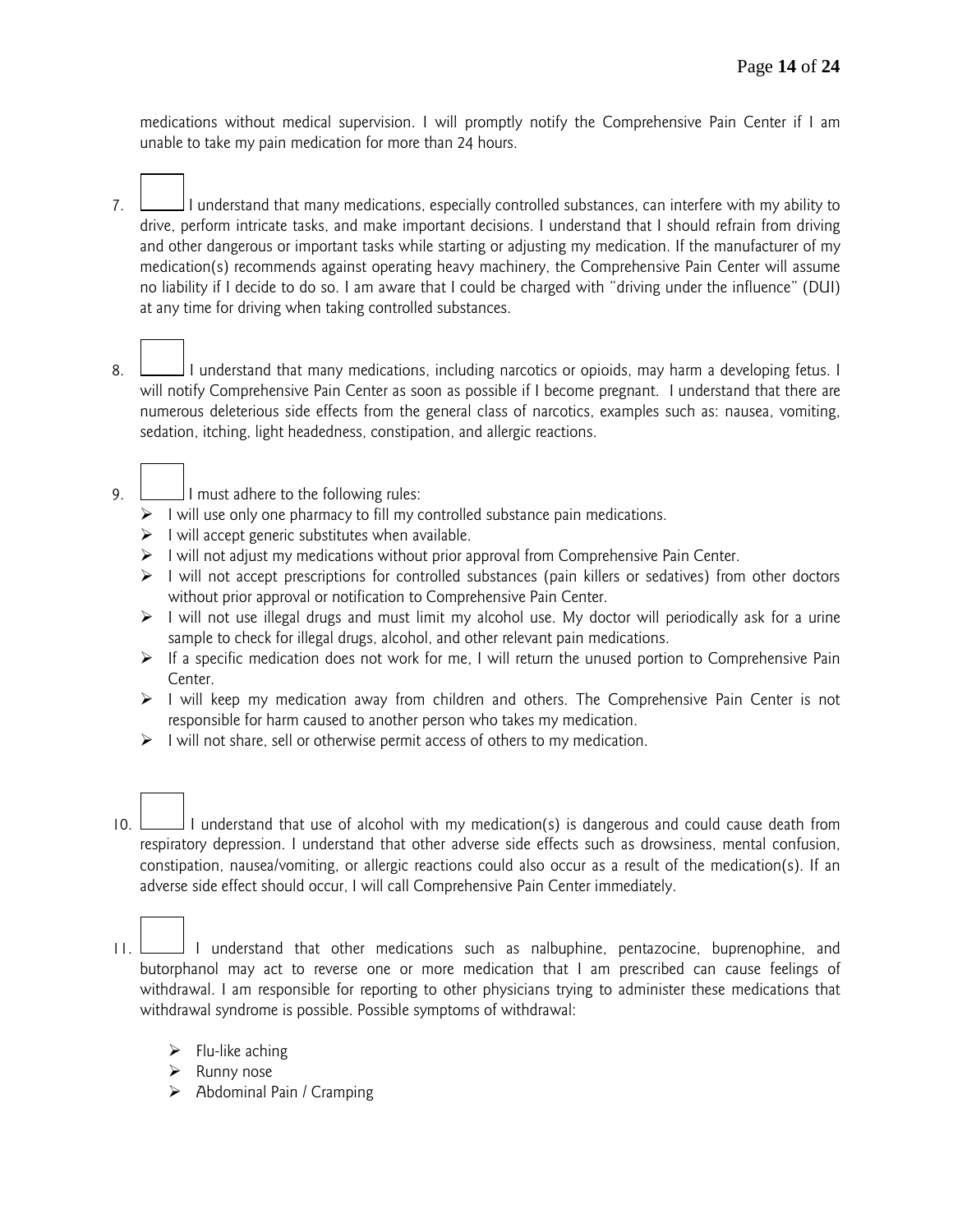medications without medical supervision. I will promptly notify the Comprehensive Pain Center if I am unable to take my pain medication for more than 24 hours.

7. ☐ I understand that many medications, especially controlled substances, can interfere with my ability to drive, perform intricate tasks, and make important decisions. I understand that I should refrain from driving and other dangerous or important tasks while starting or adjusting my medication. If the manufacturer of my medication(s) recommends against operating heavy machinery, the Comprehensive Pain Center will assume no liability if I decide to do so. I am aware that I could be charged with "driving under the influence" (DUI) at any time for driving when taking controlled substances.

8. ☐ I understand that many medications, including narcotics or opioids, may harm a developing fetus. I will notify Comprehensive Pain Center as soon as possible if I become pregnant. I understand that there are numerous deleterious side effects from the general class of narcotics, examples such as: nausea, vomiting, sedation, itching, light headedness, constipation, and allergic reactions.

9. ☐ I must adhere to the following rules:
   - I will use only one pharmacy to fill my controlled substance pain medications.
   - I will accept generic substitutes when available.
   - I will not adjust my medications without prior approval from Comprehensive Pain Center.
   - I will not accept prescriptions for controlled substances (pain killers or sedatives) from other doctors without prior approval or notification to Comprehensive Pain Center.
   - I will not use illegal drugs and must limit my alcohol use. My doctor will periodically ask for a urine sample to check for illegal drugs, alcohol, and other relevant pain medications.
   - If a specific medication does not work for me, I will return the unused portion to Comprehensive Pain Center.
   - I will keep my medication away from children and others. The Comprehensive Pain Center is not responsible for harm caused to another person who takes my medication.
   - I will not share, sell or otherwise permit access of others to my medication.

10. ☐ I understand that use of alcohol with my medication(s) is dangerous and could cause death from respiratory depression. I understand that other adverse side effects such as drowsiness, mental confusion, constipation, nausea/vomiting, or allergic reactions could also occur as a result of the medication(s). If an adverse side effect should occur, I will call Comprehensive Pain Center immediately.

11. ☐ I understand that other medications such as nalbuphine, pentazocine, buprenophine, and butorphanol may act to reverse one or more medication that I am prescribed can cause feelings of withdrawal. I am responsible for reporting to other physicians trying to administer these medications that withdrawal syndrome is possible. Possible symptoms of withdrawal:

    - Flu-like aching
    - Runny nose
    - Abdominal Pain / Cramping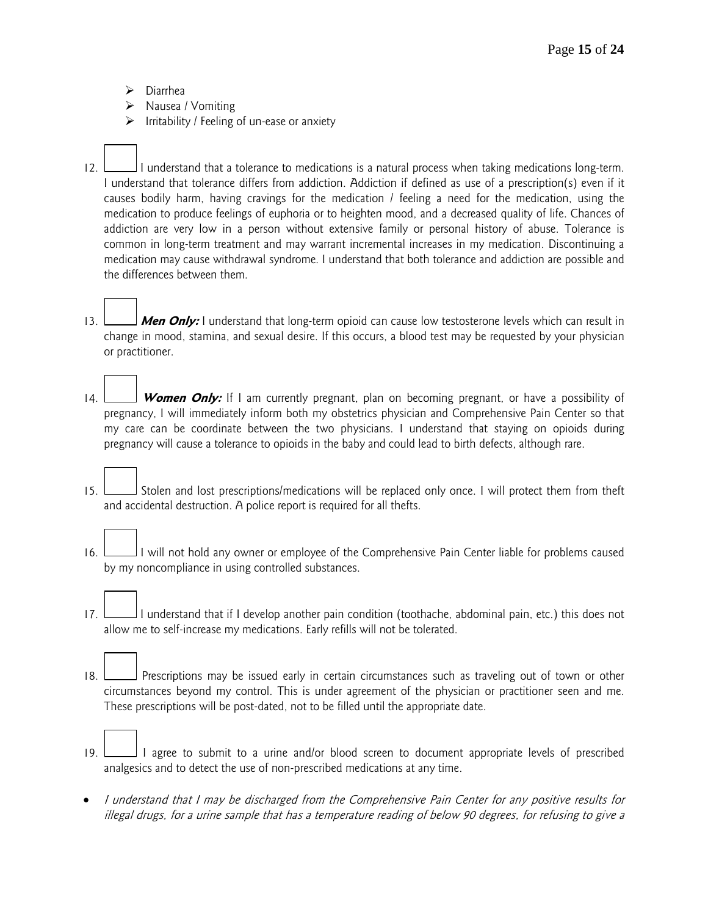- Diarrhea
- Nausea / Vomiting
- Irritability / Feeling of un-ease or anxiety

12. ☐ I understand that a tolerance to medications is a natural process when taking medications long-term. I understand that tolerance differs from addiction. Addiction if defined as use of a prescription(s) even if it causes bodily harm, having cravings for the medication / feeling a need for the medication, using the medication to produce feelings of euphoria or to heighten mood, and a decreased quality of life. Chances of addiction are very low in a person without extensive family or personal history of abuse. Tolerance is common in long-term treatment and may warrant incremental increases in my medication. Discontinuing a medication may cause withdrawal syndrome. I understand that both tolerance and addiction are possible and the differences between them.

13. ☐ ***Men Only:*** I understand that long-term opioid can cause low testosterone levels which can result in change in mood, stamina, and sexual desire. If this occurs, a blood test may be requested by your physician or practitioner.

14. ☐ ***Women Only:*** If I am currently pregnant, plan on becoming pregnant, or have a possibility of pregnancy, I will immediately inform both my obstetrics physician and Comprehensive Pain Center so that my care can be coordinate between the two physicians. I understand that staying on opioids during pregnancy will cause a tolerance to opioids in the baby and could lead to birth defects, although rare.

15. ☐ Stolen and lost prescriptions/medications will be replaced only once. I will protect them from theft and accidental destruction. A police report is required for all thefts.

16. ☐ I will not hold any owner or employee of the Comprehensive Pain Center liable for problems caused by my noncompliance in using controlled substances.

17. ☐ I understand that if I develop another pain condition (toothache, abdominal pain, etc.) this does not allow me to self-increase my medications. Early refills will not be tolerated.

18. ☐ Prescriptions may be issued early in certain circumstances such as traveling out of town or other circumstances beyond my control. This is under agreement of the physician or practitioner seen and me. These prescriptions will be post-dated, not to be filled until the appropriate date.

19. ☐ I agree to submit to a urine and/or blood screen to document appropriate levels of prescribed analgesics and to detect the use of non-prescribed medications at any time.

- *I understand that I may be discharged from the Comprehensive Pain Center for any positive results for illegal drugs, for a urine sample that has a temperature reading of below 90 degrees, for refusing to give a*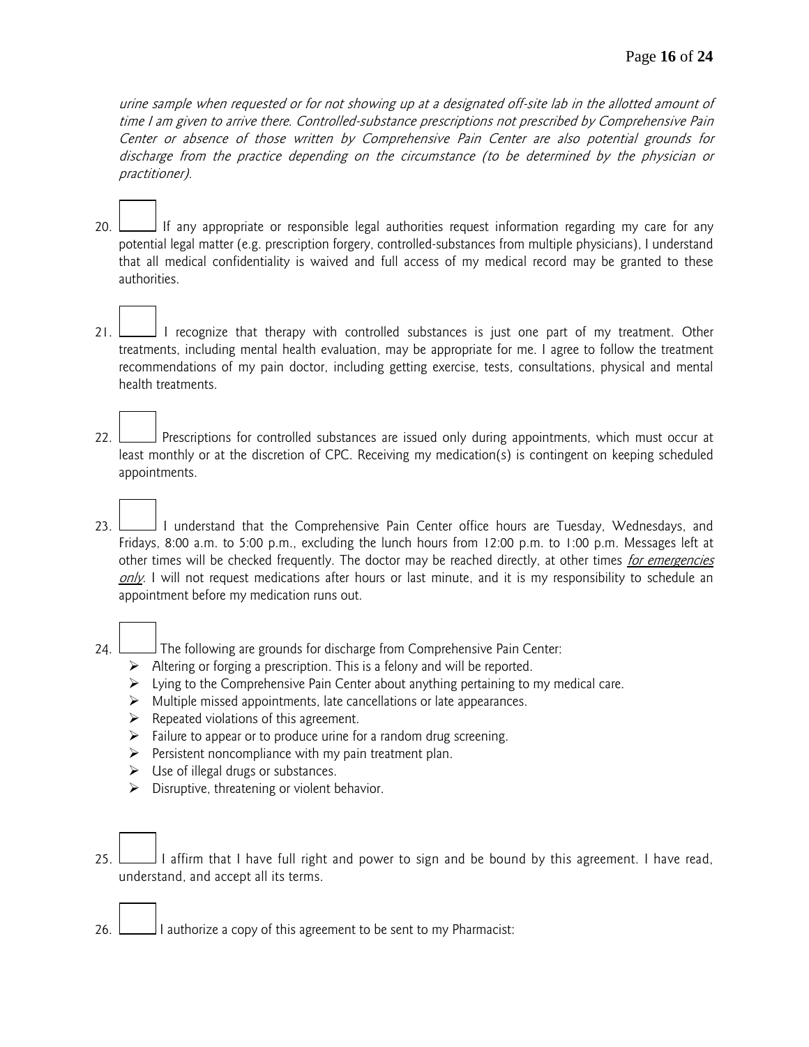*urine sample when requested or for not showing up at a designated off-site lab in the allotted amount of time I am given to arrive there. Controlled-substance prescriptions not prescribed by Comprehensive Pain Center or absence of those written by Comprehensive Pain Center are also potential grounds for discharge from the practice depending on the circumstance (to be determined by the physician or practitioner).*

20. ☐ If any appropriate or responsible legal authorities request information regarding my care for any potential legal matter (e.g. prescription forgery, controlled-substances from multiple physicians), I understand that all medical confidentiality is waived and full access of my medical record may be granted to these authorities.

21. ☐ I recognize that therapy with controlled substances is just one part of my treatment. Other treatments, including mental health evaluation, may be appropriate for me. I agree to follow the treatment recommendations of my pain doctor, including getting exercise, tests, consultations, physical and mental health treatments.

22. ☐ Prescriptions for controlled substances are issued only during appointments, which must occur at least monthly or at the discretion of CPC. Receiving my medication(s) is contingent on keeping scheduled appointments.

23. ☐ I understand that the Comprehensive Pain Center office hours are Tuesday, Wednesdays, and Fridays, 8:00 a.m. to 5:00 p.m., excluding the lunch hours from 12:00 p.m. to 1:00 p.m. Messages left at other times will be checked frequently. The doctor may be reached directly, at other times *for emergencies only*. I will not request medications after hours or last minute, and it is my responsibility to schedule an appointment before my medication runs out.

24. ☐ The following are grounds for discharge from Comprehensive Pain Center:
    - Altering or forging a prescription. This is a felony and will be reported.
    - Lying to the Comprehensive Pain Center about anything pertaining to my medical care.
    - Multiple missed appointments, late cancellations or late appearances.
    - Repeated violations of this agreement.
    - Failure to appear or to produce urine for a random drug screening.
    - Persistent noncompliance with my pain treatment plan.
    - Use of illegal drugs or substances.
    - Disruptive, threatening or violent behavior.

25. ☐ I affirm that I have full right and power to sign and be bound by this agreement. I have read, understand, and accept all its terms.

26. ☐ I authorize a copy of this agreement to be sent to my Pharmacist: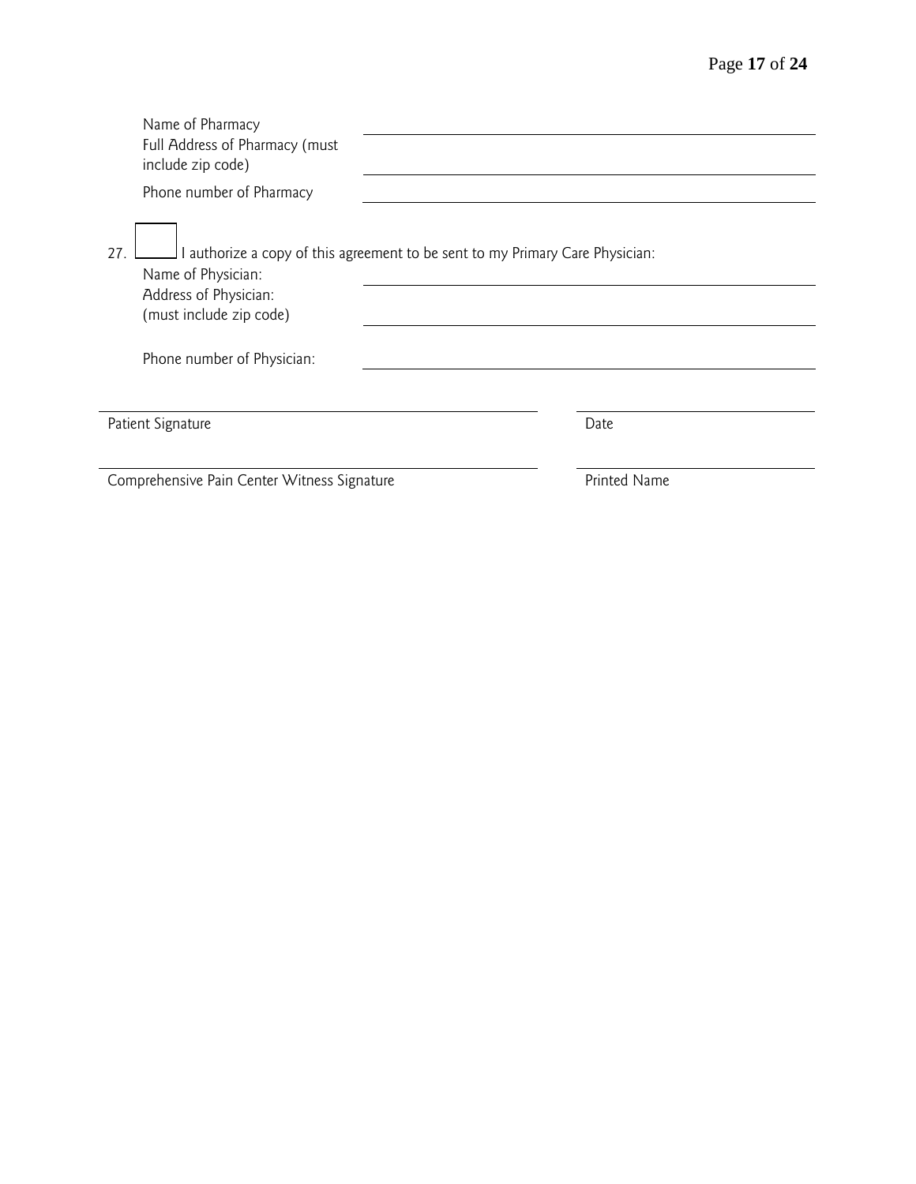Name of Pharmacy \_\_\_\_\_\_\_\_\_\_\_\_\_\_\_\_\_\_\_\_\_\_\_\_\_\_\_\_\_\_\_\_\_\_\_\_\_\_\_\_

Full Address of Pharmacy (must include zip code) \_\_\_\_\_\_\_\_\_\_\_\_\_\_\_\_\_\_\_\_\_\_\_\_\_\_\_\_\_\_\_\_\_\_\_\_\_\_\_\_

Phone number of Pharmacy \_\_\_\_\_\_\_\_\_\_\_\_\_\_\_\_\_\_\_\_\_\_\_\_\_\_\_\_\_\_\_\_\_\_\_\_\_\_\_\_

27. ☐ I authorize a copy of this agreement to be sent to my Primary Care Physician:

Name of Physician: \_\_\_\_\_\_\_\_\_\_\_\_\_\_\_\_\_\_\_\_\_\_\_\_\_\_\_\_\_\_\_\_\_\_\_\_\_\_\_\_

Address of Physician: (must include zip code) \_\_\_\_\_\_\_\_\_\_\_\_\_\_\_\_\_\_\_\_\_\_\_\_\_\_\_\_\_\_\_\_\_\_\_\_\_\_\_\_

Phone number of Physician: \_\_\_\_\_\_\_\_\_\_\_\_\_\_\_\_\_\_\_\_\_\_\_\_\_\_\_\_\_\_\_\_\_\_\_\_\_\_\_\_

\_\_\_\_\_\_\_\_\_\_\_\_\_\_\_\_\_\_\_\_\_\_\_\_\_\_\_\_\_\_\_\_\_\_\_\_\_\_\_\_ \_\_\_\_\_\_\_\_\_\_\_\_\_\_\_\_\_\_\_\_
Patient Signature Date

\_\_\_\_\_\_\_\_\_\_\_\_\_\_\_\_\_\_\_\_\_\_\_\_\_\_\_\_\_\_\_\_\_\_\_\_\_\_\_\_ \_\_\_\_\_\_\_\_\_\_\_\_\_\_\_\_\_\_\_\_
Comprehensive Pain Center Witness Signature Printed Name